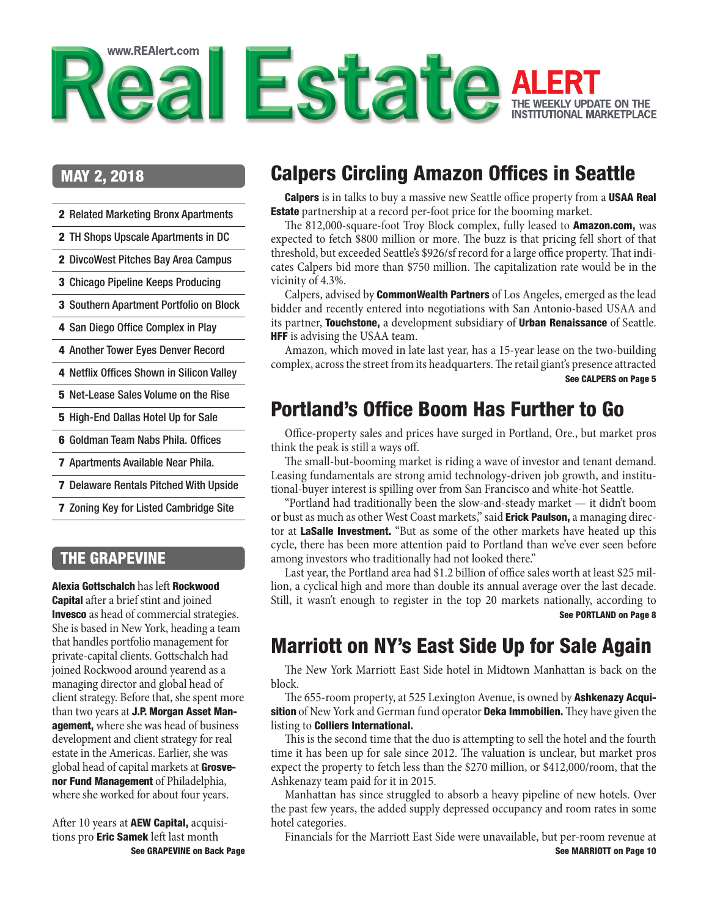www.REAlert.com

# Real Estate ALERT

THE WEEKLY UPDATE ON THE INSTITUTIONAL MARKETPLACE

## MAY 2, 2018

- **2** Related Marketing Bronx Apartments
- **2** TH Shops Upscale Apartments in DC
- **2** DivcoWest Pitches Bay Area Campus
- **3** Chicago Pipeline Keeps Producing
- **3** Southern Apartment Portfolio on Block
- **4** San Diego Office Complex in Play
- **4** Another Tower Eyes Denver Record
- **4** Netflix Offices Shown in Silicon Valley
- **5** Net-Lease Sales Volume on the Rise
- **5** High-End Dallas Hotel Up for Sale
- **6** Goldman Team Nabs Phila. Offices
- **7** Apartments Available Near Phila.
- **7** Delaware Rentals Pitched With Upside
- **7** Zoning Key for Listed Cambridge Site

## Calpers Circling Amazon Offices in Seattle

**Calpers** is in talks to buy a massive new Seattle office property from a **USAA Real Estate** partnership at a record per-foot price for the booming market.

The 812,000-square-foot Troy Block complex, fully leased to **Amazon.com,** was expected to fetch $800 million or more. The buzz is that pricing fell short of that threshold, but exceeded Seattle's $926/sf record for a large office property. That indicates Calpers bid more than $750 million. The capitalization rate would be in the vicinity of 4.3%.

Calpers, advised by **CommonWealth Partners** of Los Angeles, emerged as the lead bidder and recently entered into negotiations with San Antonio-based USAA and its partner, **Touchstone,** a development subsidiary of **Urban Renaissance** of Seattle. **HFF** is advising the USAA team.

Amazon, which moved in late last year, has a 15-year lease on the two-building complex, across the street from its headquarters. The retail giant's presence attracted

**See CALPERS on Page 5**

## Portland's Office Boom Has Further to Go

Office-property sales and prices have surged in Portland, Ore., but market pros think the peak is still a ways off.

The small-but-booming market is riding a wave of investor and tenant demand. Leasing fundamentals are strong amid technology-driven job growth, and institutional-buyer interest is spilling over from San Francisco and white-hot Seattle.

"Portland had traditionally been the slow-and-steady market — it didn't boom or bust as much as other West Coast markets," said **Erick Paulson,** a managing director at **LaSalle Investment.** "But as some of the other markets have heated up this cycle, there has been more attention paid to Portland than we've ever seen before among investors who traditionally had not looked there."

Last year, the Portland area had $1.2 billion of office sales worth at least $25 million, a cyclical high and more than double its annual average over the last decade. Still, it wasn't enough to register in the top 20 markets nationally, according to

**See PORTLAND on Page 8**

## Marriott on NY's East Side Up for Sale Again

The New York Marriott East Side hotel in Midtown Manhattan is back on the block.

The 655-room property, at 525 Lexington Avenue, is owned by **Ashkenazy Acquisition** of New York and German fund operator **Deka Immobilien.** They have given the listing to **Colliers International.**

This is the second time that the duo is attempting to sell the hotel and the fourth time it has been up for sale since 2012. The valuation is unclear, but market pros expect the property to fetch less than the $270 million, or $412,000/room, that the Ashkenazy team paid for it in 2015.

Manhattan has since struggled to absorb a heavy pipeline of new hotels. Over the past few years, the added supply depressed occupancy and room rates in some hotel categories.

Financials for the Marriott East Side were unavailable, but per-room revenue at

**See MARRIOTT on Page 10**

## THE GRAPEVINE

**Alexia Gottschalch** has left **Rockwood Capital** after a brief stint and joined **Invesco** as head of commercial strategies. She is based in New York, heading a team that handles portfolio management for private-capital clients. Gottschalch had joined Rockwood around yearend as a managing director and global head of client strategy. Before that, she spent more than two years at **J.P. Morgan Asset Management,** where she was head of business development and client strategy for real estate in the Americas. Earlier, she was global head of capital markets at **Grosvenor Fund Management** of Philadelphia, where she worked for about four years.

After 10 years at **AEW Capital,** acquisitions pro **Eric Samek** left last month

**See GRAPEVINE on Back Page**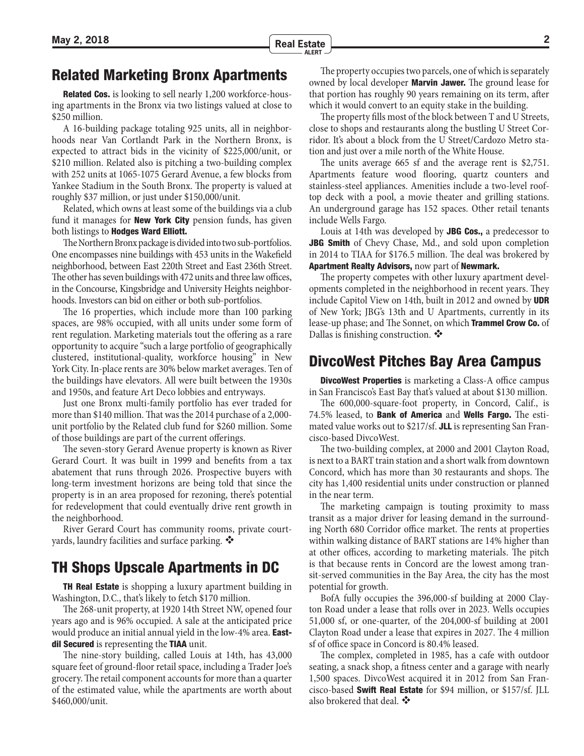## Related Marketing Bronx Apartments

**Related Cos.** is looking to sell nearly 1,200 workforce-housing apartments in the Bronx via two listings valued at close to $250 million.

A 16-building package totaling 925 units, all in neighborhoods near Van Cortlandt Park in the Northern Bronx, is expected to attract bids in the vicinity of $225,000/unit, or $210 million. Related also is pitching a two-building complex with 252 units at 1065-1075 Gerard Avenue, a few blocks from Yankee Stadium in the South Bronx. The property is valued at roughly $37 million, or just under $150,000/unit.

Related, which owns at least some of the buildings via a club fund it manages for **New York City** pension funds, has given both listings to **Hodges Ward Elliott.**

The Northern Bronx package is divided into two sub-portfolios. One encompasses nine buildings with 453 units in the Wakefield neighborhood, between East 220th Street and East 236th Street. The other has seven buildings with 472 units and three law offices, in the Concourse, Kingsbridge and University Heights neighborhoods. Investors can bid on either or both sub-portfolios.

The 16 properties, which include more than 100 parking spaces, are 98% occupied, with all units under some form of rent regulation. Marketing materials tout the offering as a rare opportunity to acquire "such a large portfolio of geographically clustered, institutional-quality, workforce housing" in New York City. In-place rents are 30% below market averages. Ten of the buildings have elevators. All were built between the 1930s and 1950s, and feature Art Deco lobbies and entryways.

Just one Bronx multi-family portfolio has ever traded for more than $140 million. That was the 2014 purchase of a 2,000-unit portfolio by the Related club fund for $260 million. Some of those buildings are part of the current offerings.

The seven-story Gerard Avenue property is known as River Gerard Court. It was built in 1999 and benefits from a tax abatement that runs through 2026. Prospective buyers with long-term investment horizons are being told that since the property is in an area proposed for rezoning, there's potential for redevelopment that could eventually drive rent growth in the neighborhood.

River Gerard Court has community rooms, private courtyards, laundry facilities and surface parking. ❖

## TH Shops Upscale Apartments in DC

**TH Real Estate** is shopping a luxury apartment building in Washington, D.C., that's likely to fetch $170 million.

The 268-unit property, at 1920 14th Street NW, opened four years ago and is 96% occupied. A sale at the anticipated price would produce an initial annual yield in the low-4% area. **Eastdil Secured** is representing the **TIAA** unit.

The nine-story building, called Louis at 14th, has 43,000 square feet of ground-floor retail space, including a Trader Joe's grocery. The retail component accounts for more than a quarter of the estimated value, while the apartments are worth about $460,000/unit.

The property occupies two parcels, one of which is separately owned by local developer **Marvin Jawer.** The ground lease for that portion has roughly 90 years remaining on its term, after which it would convert to an equity stake in the building.

The property fills most of the block between T and U Streets, close to shops and restaurants along the bustling U Street Corridor. It's about a block from the U Street/Cardozo Metro station and just over a mile north of the White House.

The units average 665 sf and the average rent is $2,751. Apartments feature wood flooring, quartz counters and stainless-steel appliances. Amenities include a two-level rooftop deck with a pool, a movie theater and grilling stations. An underground garage has 152 spaces. Other retail tenants include Wells Fargo.

Louis at 14th was developed by **JBG Cos.,** a predecessor to **JBG Smith** of Chevy Chase, Md., and sold upon completion in 2014 to TIAA for $176.5 million. The deal was brokered by **Apartment Realty Advisors,** now part of **Newmark.**

The property competes with other luxury apartment developments completed in the neighborhood in recent years. They include Capitol View on 14th, built in 2012 and owned by **UDR** of New York; JBG's 13th and U Apartments, currently in its lease-up phase; and The Sonnet, on which **Trammel Crow Co.** of Dallas is finishing construction. ❖

## DivcoWest Pitches Bay Area Campus

**DivcoWest Properties** is marketing a Class-A office campus in San Francisco's East Bay that's valued at about $130 million.

The 600,000-square-foot property, in Concord, Calif., is 74.5% leased, to **Bank of America** and **Wells Fargo.** The estimated value works out to $217/sf. **JLL** is representing San Francisco-based DivcoWest.

The two-building complex, at 2000 and 2001 Clayton Road, is next to a BART train station and a short walk from downtown Concord, which has more than 30 restaurants and shops. The city has 1,400 residential units under construction or planned in the near term.

The marketing campaign is touting proximity to mass transit as a major driver for leasing demand in the surrounding North 680 Corridor office market. The rents at properties within walking distance of BART stations are 14% higher than at other offices, according to marketing materials. The pitch is that because rents in Concord are the lowest among transit-served communities in the Bay Area, the city has the most potential for growth.

BofA fully occupies the 396,000-sf building at 2000 Clayton Road under a lease that rolls over in 2023. Wells occupies 51,000 sf, or one-quarter, of the 204,000-sf building at 2001 Clayton Road under a lease that expires in 2027. The 4 million sf of office space in Concord is 80.4% leased.

The complex, completed in 1985, has a cafe with outdoor seating, a snack shop, a fitness center and a garage with nearly 1,500 spaces. DivcoWest acquired it in 2012 from San Francisco-based **Swift Real Estate** for $94 million, or $157/sf. JLL also brokered that deal. ❖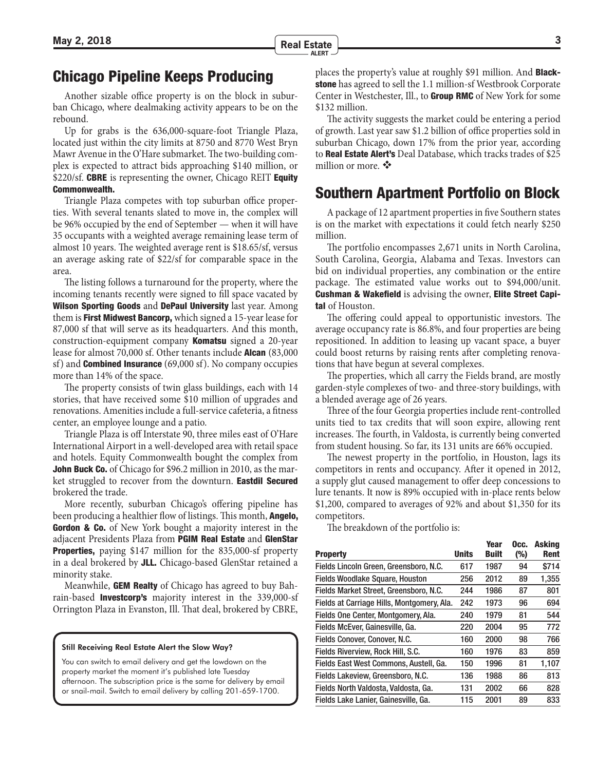## Chicago Pipeline Keeps Producing

Another sizable office property is on the block in suburban Chicago, where dealmaking activity appears to be on the rebound.

Up for grabs is the 636,000-square-foot Triangle Plaza, located just within the city limits at 8750 and 8770 West Bryn Mawr Avenue in the O'Hare submarket. The two-building complex is expected to attract bids approaching $140 million, or $220/sf. **CBRE** is representing the owner, Chicago REIT **Equity Commonwealth.**

Triangle Plaza competes with top suburban office properties. With several tenants slated to move in, the complex will be 96% occupied by the end of September — when it will have 35 occupants with a weighted average remaining lease term of almost 10 years. The weighted average rent is $18.65/sf, versus an average asking rate of $22/sf for comparable space in the area.

The listing follows a turnaround for the property, where the incoming tenants recently were signed to fill space vacated by **Wilson Sporting Goods** and **DePaul University** last year. Among them is **First Midwest Bancorp,** which signed a 15-year lease for 87,000 sf that will serve as its headquarters. And this month, construction-equipment company **Komatsu** signed a 20-year lease for almost 70,000 sf. Other tenants include **Alcan** (83,000 sf) and **Combined Insurance** (69,000 sf). No company occupies more than 14% of the space.

The property consists of twin glass buildings, each with 14 stories, that have received some $10 million of upgrades and renovations. Amenities include a full-service cafeteria, a fitness center, an employee lounge and a patio.

Triangle Plaza is off Interstate 90, three miles east of O'Hare International Airport in a well-developed area with retail space and hotels. Equity Commonwealth bought the complex from **John Buck Co.** of Chicago for $96.2 million in 2010, as the market struggled to recover from the downturn. **Eastdil Secured** brokered the trade.

More recently, suburban Chicago's offering pipeline has been producing a healthier flow of listings. This month, **Angelo, Gordon & Co.** of New York bought a majority interest in the adjacent Presidents Plaza from **PGIM Real Estate** and **GlenStar Properties,** paying $147 million for the 835,000-sf property in a deal brokered by **JLL.** Chicago-based GlenStar retained a minority stake.

Meanwhile, **GEM Realty** of Chicago has agreed to buy Bahrain-based **Investcorp's** majority interest in the 339,000-sf Orrington Plaza in Evanston, Ill. That deal, brokered by CBRE, places the property's value at roughly $91 million. And **Blackstone** has agreed to sell the 1.1 million-sf Westbrook Corporate Center in Westchester, Ill., to **Group RMC** of New York for some $132 million.

The activity suggests the market could be entering a period of growth. Last year saw $1.2 billion of office properties sold in suburban Chicago, down 17% from the prior year, according to **Real Estate Alert's** Deal Database, which tracks trades of $25 million or more. ❖

**Still Receiving Real Estate Alert the Slow Way?**

You can switch to email delivery and get the lowdown on the property market the moment it's published late Tuesday afternoon. The subscription price is the same for delivery by email or snail-mail. Switch to email delivery by calling 201-659-1700.

## Southern Apartment Portfolio on Block

A package of 12 apartment properties in five Southern states is on the market with expectations it could fetch nearly $250 million.

The portfolio encompasses 2,671 units in North Carolina, South Carolina, Georgia, Alabama and Texas. Investors can bid on individual properties, any combination or the entire package. The estimated value works out to $94,000/unit. **Cushman & Wakefield** is advising the owner, **Elite Street Capital** of Houston.

The offering could appeal to opportunistic investors. The average occupancy rate is 86.8%, and four properties are being repositioned. In addition to leasing up vacant space, a buyer could boost returns by raising rents after completing renovations that have begun at several complexes.

The properties, which all carry the Fields brand, are mostly garden-style complexes of two- and three-story buildings, with a blended average age of 26 years.

Three of the four Georgia properties include rent-controlled units tied to tax credits that will soon expire, allowing rent increases. The fourth, in Valdosta, is currently being converted from student housing. So far, its 131 units are 66% occupied.

The newest property in the portfolio, in Houston, lags its competitors in rents and occupancy. After it opened in 2012, a supply glut caused management to offer deep concessions to lure tenants. It now is 89% occupied with in-place rents below $1,200, compared to averages of 92% and about $1,350 for its competitors.

The breakdown of the portfolio is:

| Property | Units | Year Built | Occ. (%) | Asking Rent |
|---|---|---|---|---|
| Fields Lincoln Green, Greensboro, N.C. | 617 | 1987 | 94 | $714 |
| Fields Woodlake Square, Houston | 256 | 2012 | 89 | 1,355 |
| Fields Market Street, Greensboro, N.C. | 244 | 1986 | 87 | 801 |
| Fields at Carriage Hills, Montgomery, Ala. | 242 | 1973 | 96 | 694 |
| Fields One Center, Montgomery, Ala. | 240 | 1979 | 81 | 544 |
| Fields McEver, Gainesville, Ga. | 220 | 2004 | 95 | 772 |
| Fields Conover, Conover, N.C. | 160 | 2000 | 98 | 766 |
| Fields Riverview, Rock Hill, S.C. | 160 | 1976 | 83 | 859 |
| Fields East West Commons, Austell, Ga. | 150 | 1996 | 81 | 1,107 |
| Fields Lakeview, Greensboro, N.C. | 136 | 1988 | 86 | 813 |
| Fields North Valdosta, Valdosta, Ga. | 131 | 2002 | 66 | 828 |
| Fields Lake Lanier, Gainesville, Ga. | 115 | 2001 | 89 | 833 |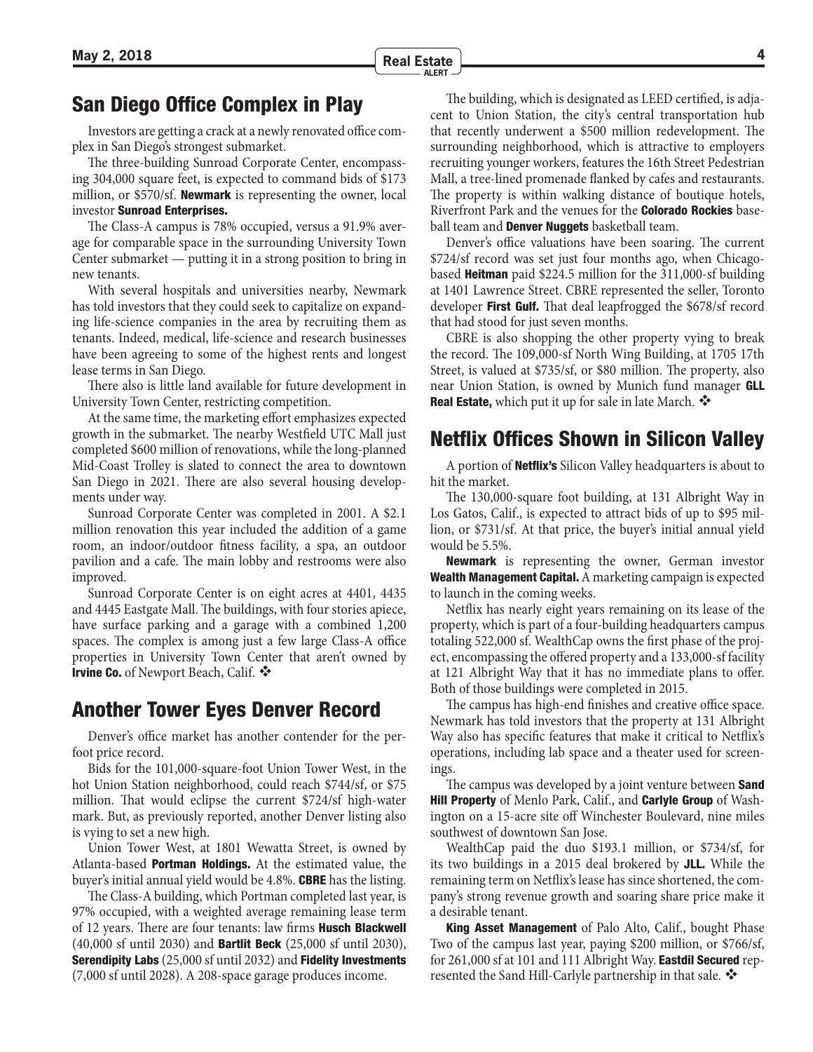## San Diego Office Complex in Play

Investors are getting a crack at a newly renovated office complex in San Diego's strongest submarket.

The three-building Sunroad Corporate Center, encompassing 304,000 square feet, is expected to command bids of $173 million, or $570/sf. **Newmark** is representing the owner, local investor **Sunroad Enterprises.**

The Class-A campus is 78% occupied, versus a 91.9% average for comparable space in the surrounding University Town Center submarket — putting it in a strong position to bring in new tenants.

With several hospitals and universities nearby, Newmark has told investors that they could seek to capitalize on expanding life-science companies in the area by recruiting them as tenants. Indeed, medical, life-science and research businesses have been agreeing to some of the highest rents and longest lease terms in San Diego.

There also is little land available for future development in University Town Center, restricting competition.

At the same time, the marketing effort emphasizes expected growth in the submarket. The nearby Westfield UTC Mall just completed $600 million of renovations, while the long-planned Mid-Coast Trolley is slated to connect the area to downtown San Diego in 2021. There are also several housing developments under way.

Sunroad Corporate Center was completed in 2001. A $2.1 million renovation this year included the addition of a game room, an indoor/outdoor fitness facility, a spa, an outdoor pavilion and a cafe. The main lobby and restrooms were also improved.

Sunroad Corporate Center is on eight acres at 4401, 4435 and 4445 Eastgate Mall. The buildings, with four stories apiece, have surface parking and a garage with a combined 1,200 spaces. The complex is among just a few large Class-A office properties in University Town Center that aren't owned by **Irvine Co.** of Newport Beach, Calif. ❖

## Another Tower Eyes Denver Record

Denver's office market has another contender for the per-foot price record.

Bids for the 101,000-square-foot Union Tower West, in the hot Union Station neighborhood, could reach $744/sf, or $75 million. That would eclipse the current $724/sf high-water mark. But, as previously reported, another Denver listing also is vying to set a new high.

Union Tower West, at 1801 Wewatta Street, is owned by Atlanta-based **Portman Holdings.** At the estimated value, the buyer's initial annual yield would be 4.8%. **CBRE** has the listing.

The Class-A building, which Portman completed last year, is 97% occupied, with a weighted average remaining lease term of 12 years. There are four tenants: law firms **Husch Blackwell** (40,000 sf until 2030) and **Bartlit Beck** (25,000 sf until 2030), **Serendipity Labs** (25,000 sf until 2032) and **Fidelity Investments** (7,000 sf until 2028). A 208-space garage produces income.

The building, which is designated as LEED certified, is adjacent to Union Station, the city's central transportation hub that recently underwent a $500 million redevelopment. The surrounding neighborhood, which is attractive to employers recruiting younger workers, features the 16th Street Pedestrian Mall, a tree-lined promenade flanked by cafes and restaurants. The property is within walking distance of boutique hotels, Riverfront Park and the venues for the **Colorado Rockies** baseball team and **Denver Nuggets** basketball team.

Denver's office valuations have been soaring. The current $724/sf record was set just four months ago, when Chicago-based **Heitman** paid $224.5 million for the 311,000-sf building at 1401 Lawrence Street. CBRE represented the seller, Toronto developer **First Gulf.** That deal leapfrogged the $678/sf record that had stood for just seven months.

CBRE is also shopping the other property vying to break the record. The 109,000-sf North Wing Building, at 1705 17th Street, is valued at $735/sf, or $80 million. The property, also near Union Station, is owned by Munich fund manager **GLL Real Estate,** which put it up for sale in late March. ❖

## Netflix Offices Shown in Silicon Valley

A portion of **Netflix's** Silicon Valley headquarters is about to hit the market.

The 130,000-square foot building, at 131 Albright Way in Los Gatos, Calif., is expected to attract bids of up to $95 million, or $731/sf. At that price, the buyer's initial annual yield would be 5.5%.

**Newmark** is representing the owner, German investor **Wealth Management Capital.** A marketing campaign is expected to launch in the coming weeks.

Netflix has nearly eight years remaining on its lease of the property, which is part of a four-building headquarters campus totaling 522,000 sf. WealthCap owns the first phase of the project, encompassing the offered property and a 133,000-sf facility at 121 Albright Way that it has no immediate plans to offer. Both of those buildings were completed in 2015.

The campus has high-end finishes and creative office space. Newmark has told investors that the property at 131 Albright Way also has specific features that make it critical to Netflix's operations, including lab space and a theater used for screenings.

The campus was developed by a joint venture between **Sand Hill Property** of Menlo Park, Calif., and **Carlyle Group** of Washington on a 15-acre site off Winchester Boulevard, nine miles southwest of downtown San Jose.

WealthCap paid the duo $193.1 million, or $734/sf, for its two buildings in a 2015 deal brokered by **JLL.** While the remaining term on Netflix's lease has since shortened, the company's strong revenue growth and soaring share price make it a desirable tenant.

**King Asset Management** of Palo Alto, Calif., bought Phase Two of the campus last year, paying $200 million, or $766/sf, for 261,000 sf at 101 and 111 Albright Way. **Eastdil Secured** represented the Sand Hill-Carlyle partnership in that sale. ❖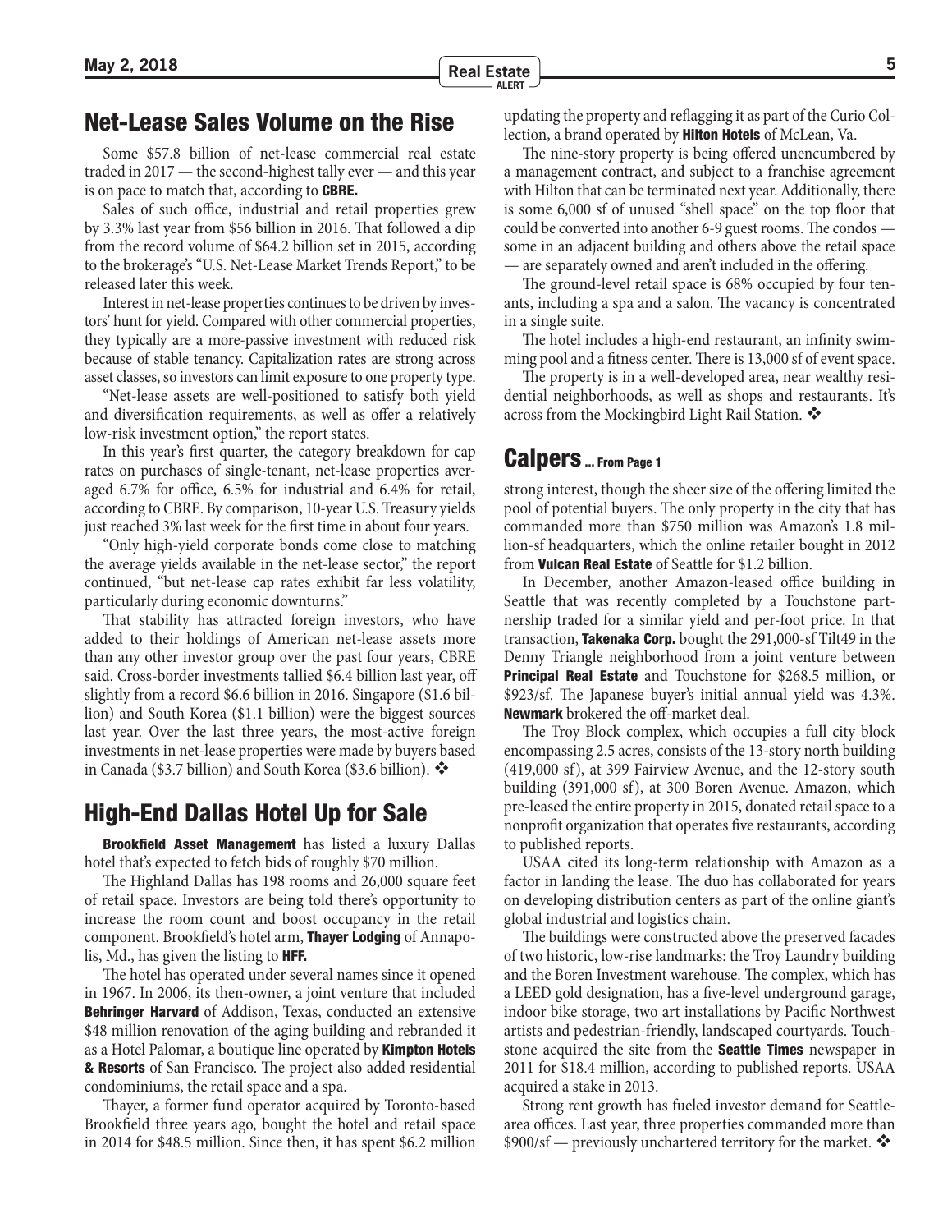## Net-Lease Sales Volume on the Rise

Some $57.8 billion of net-lease commercial real estate traded in 2017 — the second-highest tally ever — and this year is on pace to match that, according to **CBRE.**

Sales of such office, industrial and retail properties grew by 3.3% last year from $56 billion in 2016. That followed a dip from the record volume of $64.2 billion set in 2015, according to the brokerage's "U.S. Net-Lease Market Trends Report," to be released later this week.

Interest in net-lease properties continues to be driven by investors' hunt for yield. Compared with other commercial properties, they typically are a more-passive investment with reduced risk because of stable tenancy. Capitalization rates are strong across asset classes, so investors can limit exposure to one property type.

"Net-lease assets are well-positioned to satisfy both yield and diversification requirements, as well as offer a relatively low-risk investment option," the report states.

In this year's first quarter, the category breakdown for cap rates on purchases of single-tenant, net-lease properties averaged 6.7% for office, 6.5% for industrial and 6.4% for retail, according to CBRE. By comparison, 10-year U.S. Treasury yields just reached 3% last week for the first time in about four years.

"Only high-yield corporate bonds come close to matching the average yields available in the net-lease sector," the report continued, "but net-lease cap rates exhibit far less volatility, particularly during economic downturns."

That stability has attracted foreign investors, who have added to their holdings of American net-lease assets more than any other investor group over the past four years, CBRE said. Cross-border investments tallied $6.4 billion last year, off slightly from a record $6.6 billion in 2016. Singapore ($1.6 billion) and South Korea ($1.1 billion) were the biggest sources last year. Over the last three years, the most-active foreign investments in net-lease properties were made by buyers based in Canada ($3.7 billion) and South Korea ($3.6 billion). ❖

## High-End Dallas Hotel Up for Sale

**Brookfield Asset Management** has listed a luxury Dallas hotel that's expected to fetch bids of roughly $70 million.

The Highland Dallas has 198 rooms and 26,000 square feet of retail space. Investors are being told there's opportunity to increase the room count and boost occupancy in the retail component. Brookfield's hotel arm, **Thayer Lodging** of Annapolis, Md., has given the listing to **HFF.**

The hotel has operated under several names since it opened in 1967. In 2006, its then-owner, a joint venture that included **Behringer Harvard** of Addison, Texas, conducted an extensive $48 million renovation of the aging building and rebranded it as a Hotel Palomar, a boutique line operated by **Kimpton Hotels & Resorts** of San Francisco. The project also added residential condominiums, the retail space and a spa.

Thayer, a former fund operator acquired by Toronto-based Brookfield three years ago, bought the hotel and retail space in 2014 for $48.5 million. Since then, it has spent $6.2 million updating the property and reflagging it as part of the Curio Collection, a brand operated by **Hilton Hotels** of McLean, Va.

The nine-story property is being offered unencumbered by a management contract, and subject to a franchise agreement with Hilton that can be terminated next year. Additionally, there is some 6,000 sf of unused "shell space" on the top floor that could be converted into another 6-9 guest rooms. The condos — some in an adjacent building and others above the retail space — are separately owned and aren't included in the offering.

The ground-level retail space is 68% occupied by four tenants, including a spa and a salon. The vacancy is concentrated in a single suite.

The hotel includes a high-end restaurant, an infinity swimming pool and a fitness center. There is 13,000 sf of event space.

The property is in a well-developed area, near wealthy residential neighborhoods, as well as shops and restaurants. It's across from the Mockingbird Light Rail Station. ❖

## Calpers ... From Page 1

strong interest, though the sheer size of the offering limited the pool of potential buyers. The only property in the city that has commanded more than $750 million was Amazon's 1.8 million-sf headquarters, which the online retailer bought in 2012 from **Vulcan Real Estate** of Seattle for $1.2 billion.

In December, another Amazon-leased office building in Seattle that was recently completed by a Touchstone partnership traded for a similar yield and per-foot price. In that transaction, **Takenaka Corp.** bought the 291,000-sf Tilt49 in the Denny Triangle neighborhood from a joint venture between **Principal Real Estate** and Touchstone for $268.5 million, or $923/sf. The Japanese buyer's initial annual yield was 4.3%. **Newmark** brokered the off-market deal.

The Troy Block complex, which occupies a full city block encompassing 2.5 acres, consists of the 13-story north building (419,000 sf), at 399 Fairview Avenue, and the 12-story south building (391,000 sf), at 300 Boren Avenue. Amazon, which pre-leased the entire property in 2015, donated retail space to a nonprofit organization that operates five restaurants, according to published reports.

USAA cited its long-term relationship with Amazon as a factor in landing the lease. The duo has collaborated for years on developing distribution centers as part of the online giant's global industrial and logistics chain.

The buildings were constructed above the preserved facades of two historic, low-rise landmarks: the Troy Laundry building and the Boren Investment warehouse. The complex, which has a LEED gold designation, has a five-level underground garage, indoor bike storage, two art installations by Pacific Northwest artists and pedestrian-friendly, landscaped courtyards. Touchstone acquired the site from the **Seattle Times** newspaper in 2011 for $18.4 million, according to published reports. USAA acquired a stake in 2013.

Strong rent growth has fueled investor demand for Seattle-area offices. Last year, three properties commanded more than $900/sf — previously unchartered territory for the market. ❖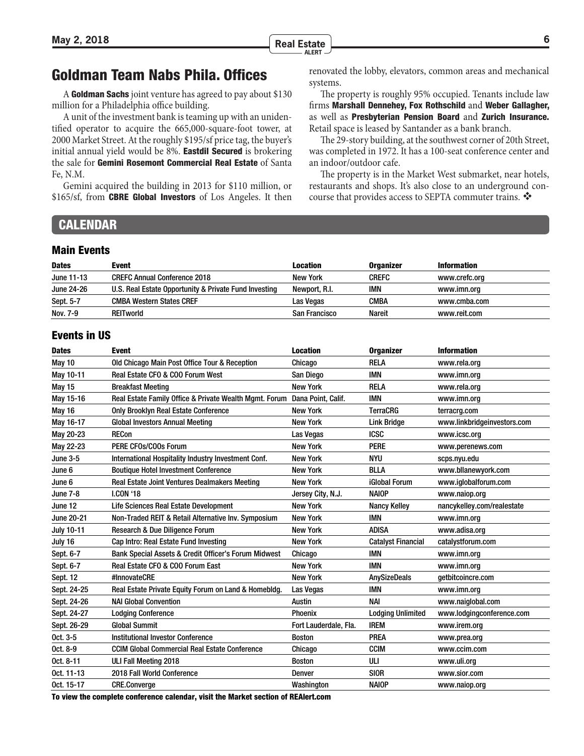## Goldman Team Nabs Phila. Offices

A **Goldman Sachs** joint venture has agreed to pay about $130 million for a Philadelphia office building.

A unit of the investment bank is teaming up with an unidentified operator to acquire the 665,000-square-foot tower, at 2000 Market Street. At the roughly $195/sf price tag, the buyer's initial annual yield would be 8%. **Eastdil Secured** is brokering the sale for **Gemini Rosemont Commercial Real Estate** of Santa Fe, N.M.

Gemini acquired the building in 2013 for $110 million, or $165/sf, from **CBRE Global Investors** of Los Angeles. It then renovated the lobby, elevators, common areas and mechanical systems.

The property is roughly 95% occupied. Tenants include law firms **Marshall Dennehey, Fox Rothschild** and **Weber Gallagher,** as well as **Presbyterian Pension Board** and **Zurich Insurance.** Retail space is leased by Santander as a bank branch.

The 29-story building, at the southwest corner of 20th Street, was completed in 1972. It has a 100-seat conference center and an indoor/outdoor cafe.

The property is in the Market West submarket, near hotels, restaurants and shops. It's also close to an underground concourse that provides access to SEPTA commuter trains. ❖

## CALENDAR

### Main Events

| Dates | Event | Location | Organizer | Information |
|---|---|---|---|---|
| June 11-13 | CREFC Annual Conference 2018 | New York | CREFC | www.crefc.org |
| June 24-26 | U.S. Real Estate Opportunity & Private Fund Investing | Newport, R.I. | IMN | www.imn.org |
| Sept. 5-7 | CMBA Western States CREF | Las Vegas | CMBA | www.cmba.com |
| Nov. 7-9 | REITworld | San Francisco | Nareit | www.reit.com |

### Events in US

| Dates | Event | Location | Organizer | Information |
|---|---|---|---|---|
| May 10 | Old Chicago Main Post Office Tour & Reception | Chicago | RELA | www.rela.org |
| May 10-11 | Real Estate CFO & COO Forum West | San Diego | IMN | www.imn.org |
| May 15 | Breakfast Meeting | New York | RELA | www.rela.org |
| May 15-16 | Real Estate Family Office & Private Wealth Mgmt. Forum | Dana Point, Calif. | IMN | www.imn.org |
| May 16 | Only Brooklyn Real Estate Conference | New York | TerraCRG | terracrg.com |
| May 16-17 | Global Investors Annual Meeting | New York | Link Bridge | www.linkbridgeinvestors.com |
| May 20-23 | RECon | Las Vegas | ICSC | www.icsc.org |
| May 22-23 | PERE CFOs/COOs Forum | New York | PERE | www.perenews.com |
| June 3-5 | International Hospitality Industry Investment Conf. | New York | NYU | scps.nyu.edu |
| June 6 | Boutique Hotel Investment Conference | New York | BLLA | www.bllanewyork.com |
| June 6 | Real Estate Joint Ventures Dealmakers Meeting | New York | iGlobal Forum | www.iglobalforum.com |
| June 7-8 | I.CON '18 | Jersey City, N.J. | NAIOP | www.naiop.org |
| June 12 | Life Sciences Real Estate Development | New York | Nancy Kelley | nancykelley.com/realestate |
| June 20-21 | Non-Traded REIT & Retail Alternative Inv. Symposium | New York | IMN | www.imn.org |
| July 10-11 | Research & Due Diligence Forum | New York | ADISA | www.adisa.org |
| July 16 | Cap Intro: Real Estate Fund Investing | New York | Catalyst Financial | catalystforum.com |
| Sept. 6-7 | Bank Special Assets & Credit Officer's Forum Midwest | Chicago | IMN | www.imn.org |
| Sept. 6-7 | Real Estate CFO & COO Forum East | New York | IMN | www.imn.org |
| Sept. 12 | #InnovateCRE | New York | AnySizeDeals | getbitcoincre.com |
| Sept. 24-25 | Real Estate Private Equity Forum on Land & Homebldg. | Las Vegas | IMN | www.imn.org |
| Sept. 24-26 | NAI Global Convention | Austin | NAI | www.naiglobal.com |
| Sept. 24-27 | Lodging Conference | Phoenix | Lodging Unlimited | www.lodgingconference.com |
| Sept. 26-29 | Global Summit | Fort Lauderdale, Fla. | IREM | www.irem.org |
| Oct. 3-5 | Institutional Investor Conference | Boston | PREA | www.prea.org |
| Oct. 8-9 | CCIM Global Commercial Real Estate Conference | Chicago | CCIM | www.ccim.com |
| Oct. 8-11 | ULI Fall Meeting 2018 | Boston | ULI | www.uli.org |
| Oct. 11-13 | 2018 Fall World Conference | Denver | SIOR | www.sior.com |
| Oct. 15-17 | CRE.Converge | Washington | NAIOP | www.naiop.org |

**To view the complete conference calendar, visit the Market section of REAlert.com**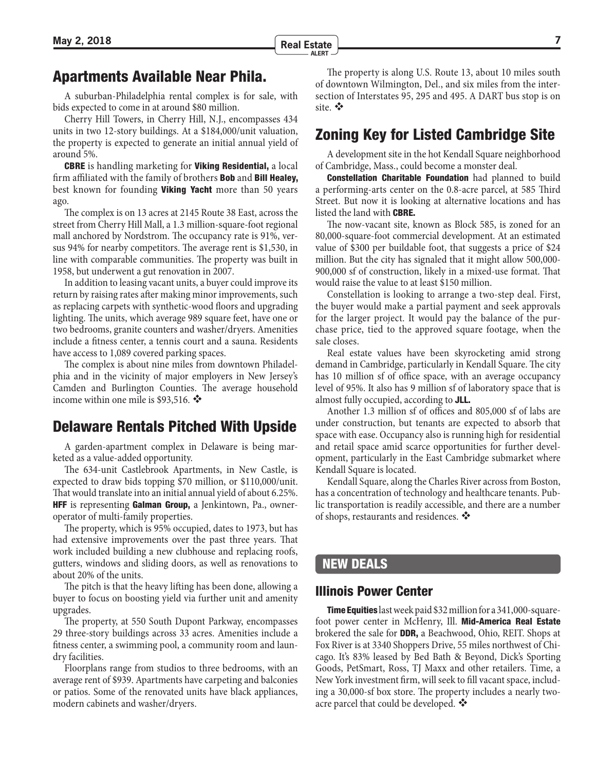## Apartments Available Near Phila.

A suburban-Philadelphia rental complex is for sale, with bids expected to come in at around $80 million.

Cherry Hill Towers, in Cherry Hill, N.J., encompasses 434 units in two 12-story buildings. At a $184,000/unit valuation, the property is expected to generate an initial annual yield of around 5%.

**CBRE** is handling marketing for **Viking Residential,** a local firm affiliated with the family of brothers **Bob** and **Bill Healey,** best known for founding **Viking Yacht** more than 50 years ago.

The complex is on 13 acres at 2145 Route 38 East, across the street from Cherry Hill Mall, a 1.3 million-square-foot regional mall anchored by Nordstrom. The occupancy rate is 91%, versus 94% for nearby competitors. The average rent is $1,530, in line with comparable communities. The property was built in 1958, but underwent a gut renovation in 2007.

In addition to leasing vacant units, a buyer could improve its return by raising rates after making minor improvements, such as replacing carpets with synthetic-wood floors and upgrading lighting. The units, which average 989 square feet, have one or two bedrooms, granite counters and washer/dryers. Amenities include a fitness center, a tennis court and a sauna. Residents have access to 1,089 covered parking spaces.

The complex is about nine miles from downtown Philadelphia and in the vicinity of major employers in New Jersey's Camden and Burlington Counties. The average household income within one mile is $93,516. ❖

## Delaware Rentals Pitched With Upside

A garden-apartment complex in Delaware is being marketed as a value-added opportunity.

The 634-unit Castlebrook Apartments, in New Castle, is expected to draw bids topping $70 million, or $110,000/unit. That would translate into an initial annual yield of about 6.25%. **HFF** is representing **Galman Group,** a Jenkintown, Pa., owner-operator of multi-family properties.

The property, which is 95% occupied, dates to 1973, but has had extensive improvements over the past three years. That work included building a new clubhouse and replacing roofs, gutters, windows and sliding doors, as well as renovations to about 20% of the units.

The pitch is that the heavy lifting has been done, allowing a buyer to focus on boosting yield via further unit and amenity upgrades.

The property, at 550 South Dupont Parkway, encompasses 29 three-story buildings across 33 acres. Amenities include a fitness center, a swimming pool, a community room and laundry facilities.

Floorplans range from studios to three bedrooms, with an average rent of $939. Apartments have carpeting and balconies or patios. Some of the renovated units have black appliances, modern cabinets and washer/dryers.

The property is along U.S. Route 13, about 10 miles south of downtown Wilmington, Del., and six miles from the intersection of Interstates 95, 295 and 495. A DART bus stop is on site. ❖

## Zoning Key for Listed Cambridge Site

A development site in the hot Kendall Square neighborhood of Cambridge, Mass., could become a monster deal.

**Constellation Charitable Foundation** had planned to build a performing-arts center on the 0.8-acre parcel, at 585 Third Street. But now it is looking at alternative locations and has listed the land with **CBRE.**

The now-vacant site, known as Block 585, is zoned for an 80,000-square-foot commercial development. At an estimated value of $300 per buildable foot, that suggests a price of $24 million. But the city has signaled that it might allow 500,000-900,000 sf of construction, likely in a mixed-use format. That would raise the value to at least $150 million.

Constellation is looking to arrange a two-step deal. First, the buyer would make a partial payment and seek approvals for the larger project. It would pay the balance of the purchase price, tied to the approved square footage, when the sale closes.

Real estate values have been skyrocketing amid strong demand in Cambridge, particularly in Kendall Square. The city has 10 million sf of office space, with an average occupancy level of 95%. It also has 9 million sf of laboratory space that is almost fully occupied, according to **JLL.**

Another 1.3 million sf of offices and 805,000 sf of labs are under construction, but tenants are expected to absorb that space with ease. Occupancy also is running high for residential and retail space amid scarce opportunities for further development, particularly in the East Cambridge submarket where Kendall Square is located.

Kendall Square, along the Charles River across from Boston, has a concentration of technology and healthcare tenants. Public transportation is readily accessible, and there are a number of shops, restaurants and residences. ❖

## NEW DEALS

### Illinois Power Center

**Time Equities** last week paid $32 million for a 341,000-square-foot power center in McHenry, Ill. **Mid-America Real Estate** brokered the sale for **DDR,** a Beachwood, Ohio, REIT. Shops at Fox River is at 3340 Shoppers Drive, 55 miles northwest of Chicago. It's 83% leased by Bed Bath & Beyond, Dick's Sporting Goods, PetSmart, Ross, TJ Maxx and other retailers. Time, a New York investment firm, will seek to fill vacant space, including a 30,000-sf box store. The property includes a nearly two-acre parcel that could be developed. ❖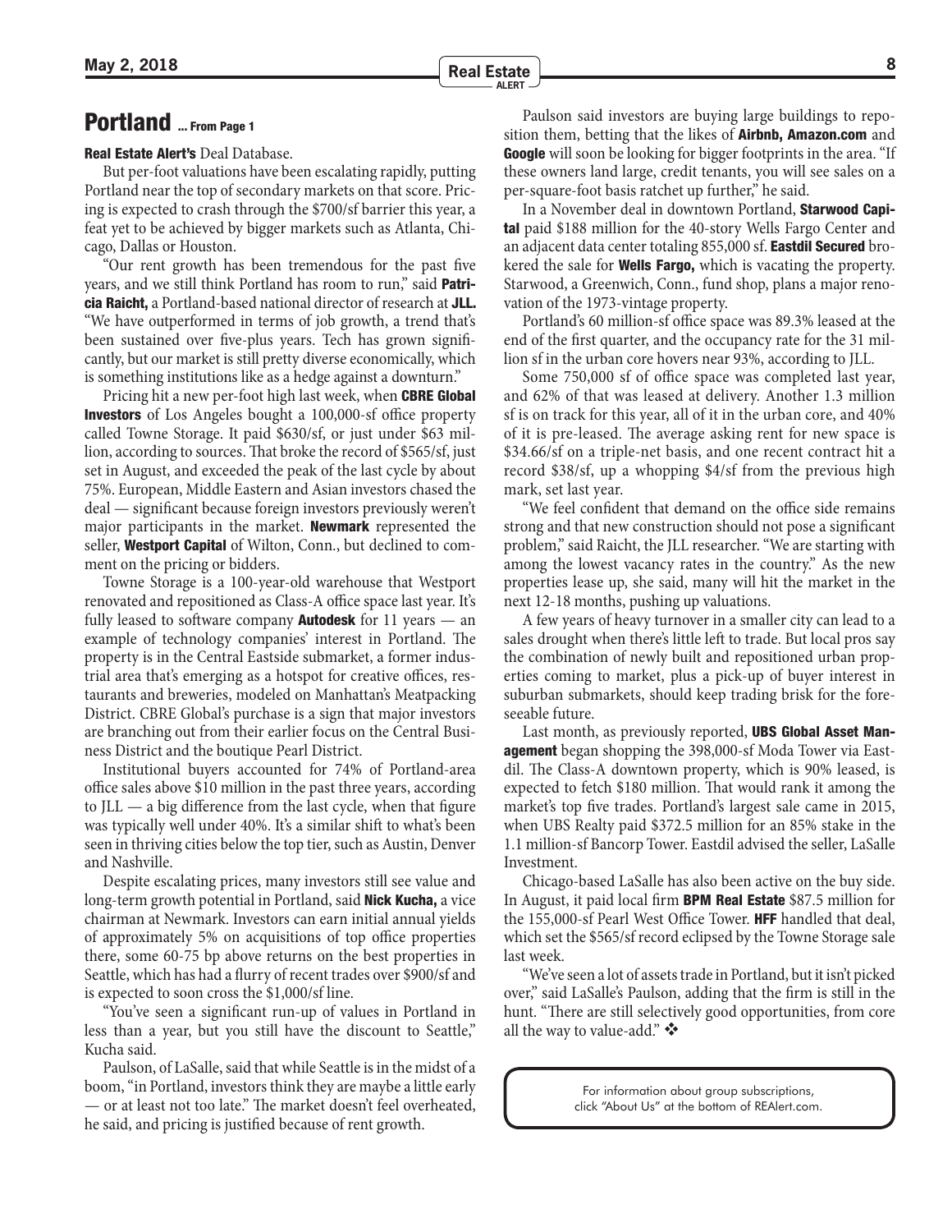## Portland ... From Page 1

**Real Estate Alert's** Deal Database.

But per-foot valuations have been escalating rapidly, putting Portland near the top of secondary markets on that score. Pricing is expected to crash through the $700/sf barrier this year, a feat yet to be achieved by bigger markets such as Atlanta, Chicago, Dallas or Houston.

"Our rent growth has been tremendous for the past five years, and we still think Portland has room to run," said **Patricia Raicht,** a Portland-based national director of research at **JLL.** "We have outperformed in terms of job growth, a trend that's been sustained over five-plus years. Tech has grown significantly, but our market is still pretty diverse economically, which is something institutions like as a hedge against a downturn."

Pricing hit a new per-foot high last week, when **CBRE Global Investors** of Los Angeles bought a 100,000-sf office property called Towne Storage. It paid $630/sf, or just under $63 million, according to sources. That broke the record of $565/sf, just set in August, and exceeded the peak of the last cycle by about 75%. European, Middle Eastern and Asian investors chased the deal — significant because foreign investors previously weren't major participants in the market. **Newmark** represented the seller, **Westport Capital** of Wilton, Conn., but declined to comment on the pricing or bidders.

Towne Storage is a 100-year-old warehouse that Westport renovated and repositioned as Class-A office space last year. It's fully leased to software company **Autodesk** for 11 years — an example of technology companies' interest in Portland. The property is in the Central Eastside submarket, a former industrial area that's emerging as a hotspot for creative offices, restaurants and breweries, modeled on Manhattan's Meatpacking District. CBRE Global's purchase is a sign that major investors are branching out from their earlier focus on the Central Business District and the boutique Pearl District.

Institutional buyers accounted for 74% of Portland-area office sales above $10 million in the past three years, according to JLL — a big difference from the last cycle, when that figure was typically well under 40%. It's a similar shift to what's been seen in thriving cities below the top tier, such as Austin, Denver and Nashville.

Despite escalating prices, many investors still see value and long-term growth potential in Portland, said **Nick Kucha,** a vice chairman at Newmark. Investors can earn initial annual yields of approximately 5% on acquisitions of top office properties there, some 60-75 bp above returns on the best properties in Seattle, which has had a flurry of recent trades over $900/sf and is expected to soon cross the $1,000/sf line.

"You've seen a significant run-up of values in Portland in less than a year, but you still have the discount to Seattle," Kucha said.

Paulson, of LaSalle, said that while Seattle is in the midst of a boom, "in Portland, investors think they are maybe a little early — or at least not too late." The market doesn't feel overheated, he said, and pricing is justified because of rent growth.

Paulson said investors are buying large buildings to reposition them, betting that the likes of **Airbnb, Amazon.com** and **Google** will soon be looking for bigger footprints in the area. "If these owners land large, credit tenants, you will see sales on a per-square-foot basis ratchet up further," he said.

In a November deal in downtown Portland, **Starwood Capital** paid $188 million for the 40-story Wells Fargo Center and an adjacent data center totaling 855,000 sf. **Eastdil Secured** brokered the sale for **Wells Fargo,** which is vacating the property. Starwood, a Greenwich, Conn., fund shop, plans a major renovation of the 1973-vintage property.

Portland's 60 million-sf office space was 89.3% leased at the end of the first quarter, and the occupancy rate for the 31 million sf in the urban core hovers near 93%, according to JLL.

Some 750,000 sf of office space was completed last year, and 62% of that was leased at delivery. Another 1.3 million sf is on track for this year, all of it in the urban core, and 40% of it is pre-leased. The average asking rent for new space is $34.66/sf on a triple-net basis, and one recent contract hit a record $38/sf, up a whopping $4/sf from the previous high mark, set last year.

"We feel confident that demand on the office side remains strong and that new construction should not pose a significant problem," said Raicht, the JLL researcher. "We are starting with among the lowest vacancy rates in the country." As the new properties lease up, she said, many will hit the market in the next 12-18 months, pushing up valuations.

A few years of heavy turnover in a smaller city can lead to a sales drought when there's little left to trade. But local pros say the combination of newly built and repositioned urban properties coming to market, plus a pick-up of buyer interest in suburban submarkets, should keep trading brisk for the foreseeable future.

Last month, as previously reported, **UBS Global Asset Management** began shopping the 398,000-sf Moda Tower via Eastdil. The Class-A downtown property, which is 90% leased, is expected to fetch $180 million. That would rank it among the market's top five trades. Portland's largest sale came in 2015, when UBS Realty paid $372.5 million for an 85% stake in the 1.1 million-sf Bancorp Tower. Eastdil advised the seller, LaSalle Investment.

Chicago-based LaSalle has also been active on the buy side. In August, it paid local firm **BPM Real Estate** $87.5 million for the 155,000-sf Pearl West Office Tower. **HFF** handled that deal, which set the $565/sf record eclipsed by the Towne Storage sale last week.

"We've seen a lot of assets trade in Portland, but it isn't picked over," said LaSalle's Paulson, adding that the firm is still in the hunt. "There are still selectively good opportunities, from core all the way to value-add." ❖

For information about group subscriptions, click "About Us" at the bottom of REAlert.com.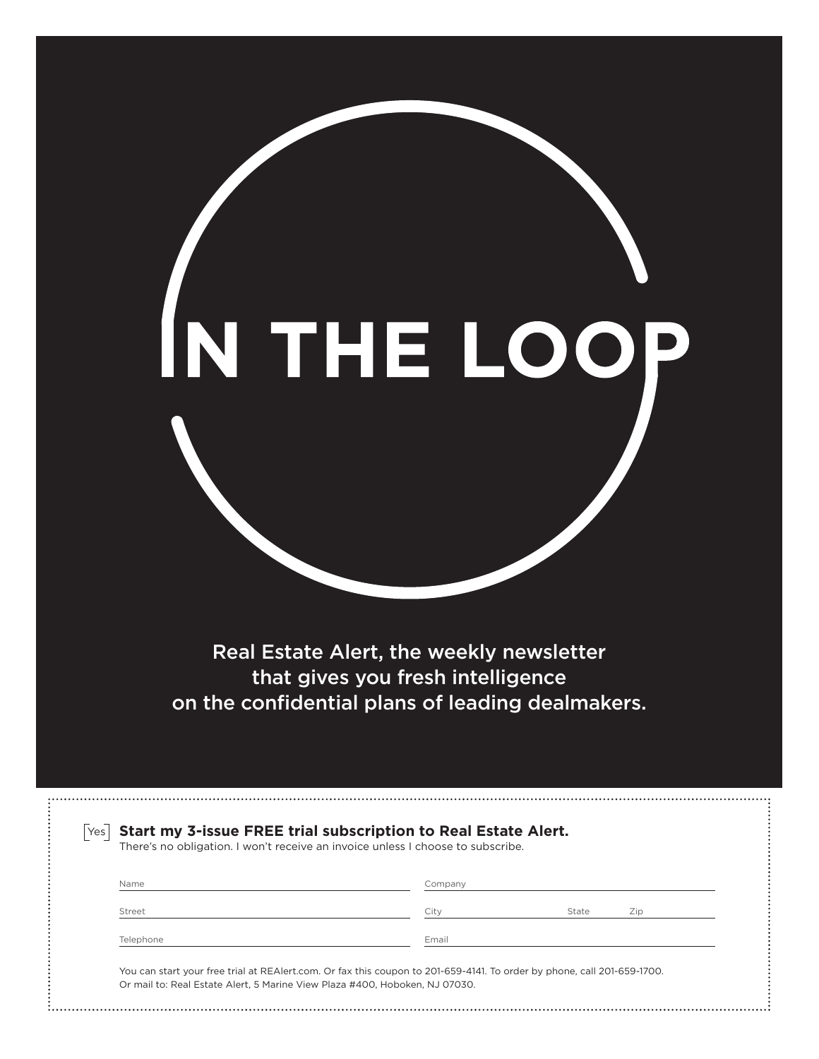# IN THE LOOP

Real Estate Alert, the weekly newsletter that gives you fresh intelligence on the confidential plans of leading dealmakers.

Yes **Start my 3-issue FREE trial subscription to Real Estate Alert.**
There's no obligation. I won't receive an invoice unless I choose to subscribe.

Name ______________________ Company ______________________

Street ______________________ City __________ State ______ Zip ______

Telephone ______________________ Email ______________________

You can start your free trial at REAlert.com. Or fax this coupon to 201-659-4141. To order by phone, call 201-659-1700.
Or mail to: Real Estate Alert, 5 Marine View Plaza #400, Hoboken, NJ 07030.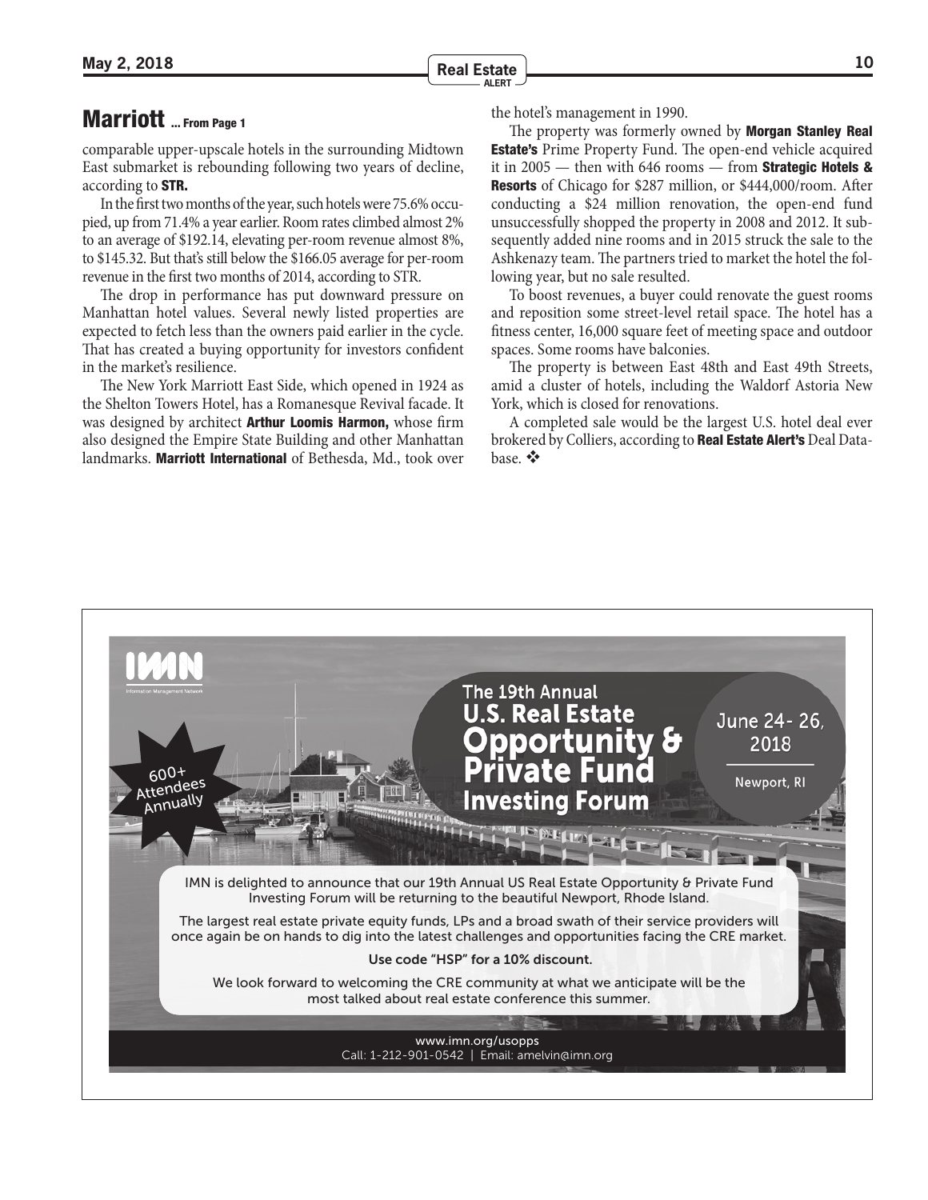## Marriott ... From Page 1

comparable upper-upscale hotels in the surrounding Midtown East submarket is rebounding following two years of decline, according to **STR.**

In the first two months of the year, such hotels were 75.6% occupied, up from 71.4% a year earlier. Room rates climbed almost 2% to an average of $192.14, elevating per-room revenue almost 8%, to $145.32. But that's still below the $166.05 average for per-room revenue in the first two months of 2014, according to STR.

The drop in performance has put downward pressure on Manhattan hotel values. Several newly listed properties are expected to fetch less than the owners paid earlier in the cycle. That has created a buying opportunity for investors confident in the market's resilience.

The New York Marriott East Side, which opened in 1924 as the Shelton Towers Hotel, has a Romanesque Revival facade. It was designed by architect **Arthur Loomis Harmon,** whose firm also designed the Empire State Building and other Manhattan landmarks. **Marriott International** of Bethesda, Md., took over the hotel's management in 1990.

The property was formerly owned by **Morgan Stanley Real Estate's** Prime Property Fund. The open-end vehicle acquired it in 2005 — then with 646 rooms — from **Strategic Hotels & Resorts** of Chicago for $287 million, or $444,000/room. After conducting a $24 million renovation, the open-end fund unsuccessfully shopped the property in 2008 and 2012. It subsequently added nine rooms and in 2015 struck the sale to the Ashkenazy team. The partners tried to market the hotel the following year, but no sale resulted.

To boost revenues, a buyer could renovate the guest rooms and reposition some street-level retail space. The hotel has a fitness center, 16,000 square feet of meeting space and outdoor spaces. Some rooms have balconies.

The property is between East 48th and East 49th Streets, amid a cluster of hotels, including the Waldorf Astoria New York, which is closed for renovations.

A completed sale would be the largest U.S. hotel deal ever brokered by Colliers, according to **Real Estate Alert's** Deal Database. ❖

---

IMN

Information Management Network

600+ Attendees Annually

The 19th Annual
**U.S. Real Estate Opportunity & Private Fund Investing Forum**

June 24- 26, 2018

Newport, RI

IMN is delighted to announce that our 19th Annual US Real Estate Opportunity & Private Fund Investing Forum will be returning to the beautiful Newport, Rhode Island.

The largest real estate private equity funds, LPs and a broad swath of their service providers will once again be on hands to dig into the latest challenges and opportunities facing the CRE market.

**Use code "HSP" for a 10% discount.**

We look forward to welcoming the CRE community at what we anticipate will be the most talked about real estate conference this summer.

www.imn.org/usopps
Call: 1-212-901-0542 | Email: amelvin@imn.org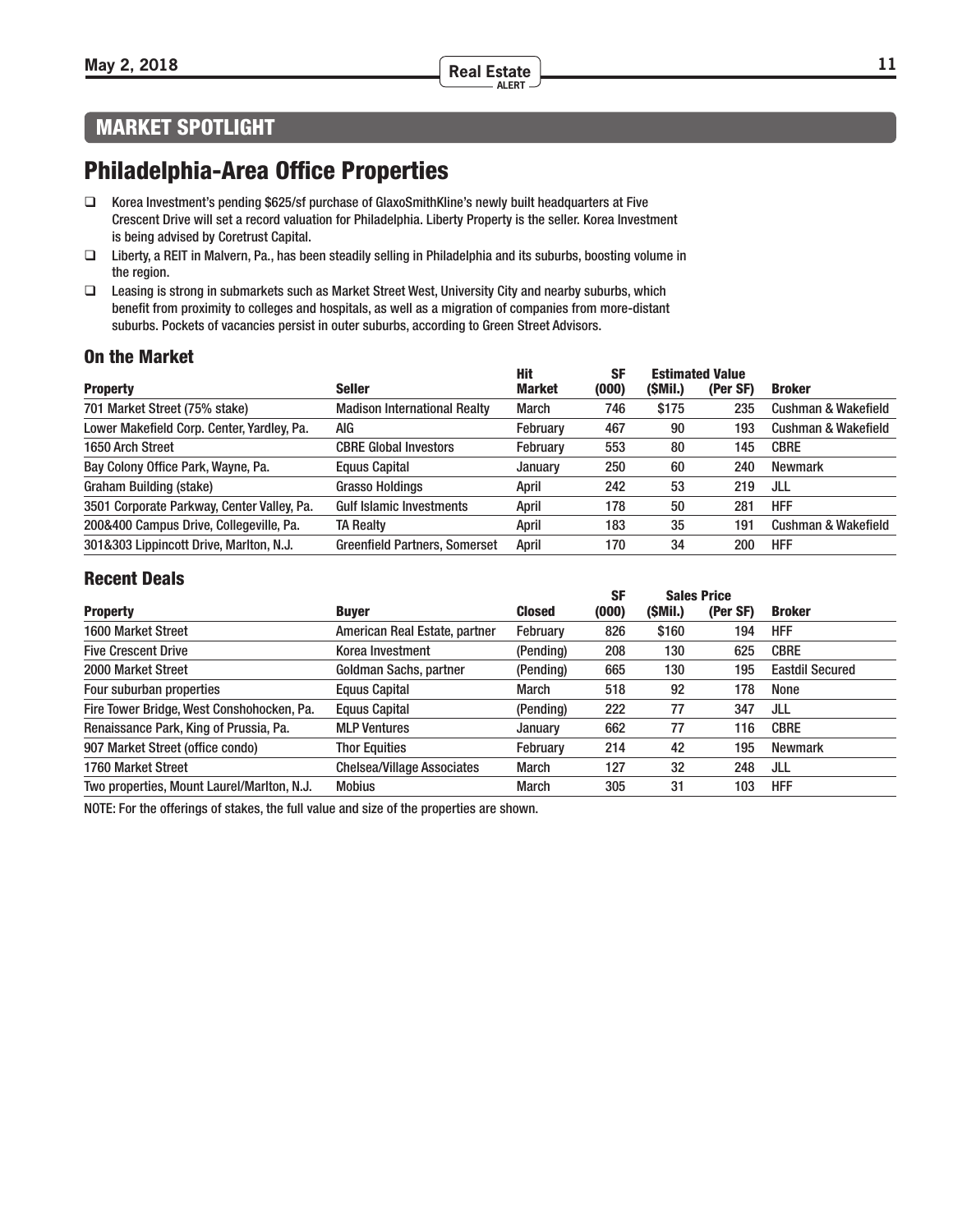## MARKET SPOTLIGHT

# Philadelphia-Area Office Properties

- Korea Investment's pending $625/sf purchase of GlaxoSmithKline's newly built headquarters at Five Crescent Drive will set a record valuation for Philadelphia. Liberty Property is the seller. Korea Investment is being advised by Coretrust Capital.
- Liberty, a REIT in Malvern, Pa., has been steadily selling in Philadelphia and its suburbs, boosting volume in the region.
- Leasing is strong in submarkets such as Market Street West, University City and nearby suburbs, which benefit from proximity to colleges and hospitals, as well as a migration of companies from more-distant suburbs. Pockets of vacancies persist in outer suburbs, according to Green Street Advisors.

### On the Market

| Property | Seller | Hit Market | SF (000) | Estimated Value ($Mil.) | Estimated Value (Per SF) | Broker |
|---|---|---|---|---|---|---|
| 701 Market Street (75% stake) | Madison International Realty | March | 746 | $175 | 235 | Cushman & Wakefield |
| Lower Makefield Corp. Center, Yardley, Pa. | AIG | February | 467 | 90 | 193 | Cushman & Wakefield |
| 1650 Arch Street | CBRE Global Investors | February | 553 | 80 | 145 | CBRE |
| Bay Colony Office Park, Wayne, Pa. | Equus Capital | January | 250 | 60 | 240 | Newmark |
| Graham Building (stake) | Grasso Holdings | April | 242 | 53 | 219 | JLL |
| 3501 Corporate Parkway, Center Valley, Pa. | Gulf Islamic Investments | April | 178 | 50 | 281 | HFF |
| 200&400 Campus Drive, Collegeville, Pa. | TA Realty | April | 183 | 35 | 191 | Cushman & Wakefield |
| 301&303 Lippincott Drive, Marlton, N.J. | Greenfield Partners, Somerset | April | 170 | 34 | 200 | HFF |

### Recent Deals

| Property | Buyer | Closed | SF (000) | Sales Price ($Mil.) | Sales Price (Per SF) | Broker |
|---|---|---|---|---|---|---|
| 1600 Market Street | American Real Estate, partner | February | 826 | $160 | 194 | HFF |
| Five Crescent Drive | Korea Investment | (Pending) | 208 | 130 | 625 | CBRE |
| 2000 Market Street | Goldman Sachs, partner | (Pending) | 665 | 130 | 195 | Eastdil Secured |
| Four suburban properties | Equus Capital | March | 518 | 92 | 178 | None |
| Fire Tower Bridge, West Conshohocken, Pa. | Equus Capital | (Pending) | 222 | 77 | 347 | JLL |
| Renaissance Park, King of Prussia, Pa. | MLP Ventures | January | 662 | 77 | 116 | CBRE |
| 907 Market Street (office condo) | Thor Equities | February | 214 | 42 | 195 | Newmark |
| 1760 Market Street | Chelsea/Village Associates | March | 127 | 32 | 248 | JLL |
| Two properties, Mount Laurel/Marlton, N.J. | Mobius | March | 305 | 31 | 103 | HFF |

NOTE: For the offerings of stakes, the full value and size of the properties are shown.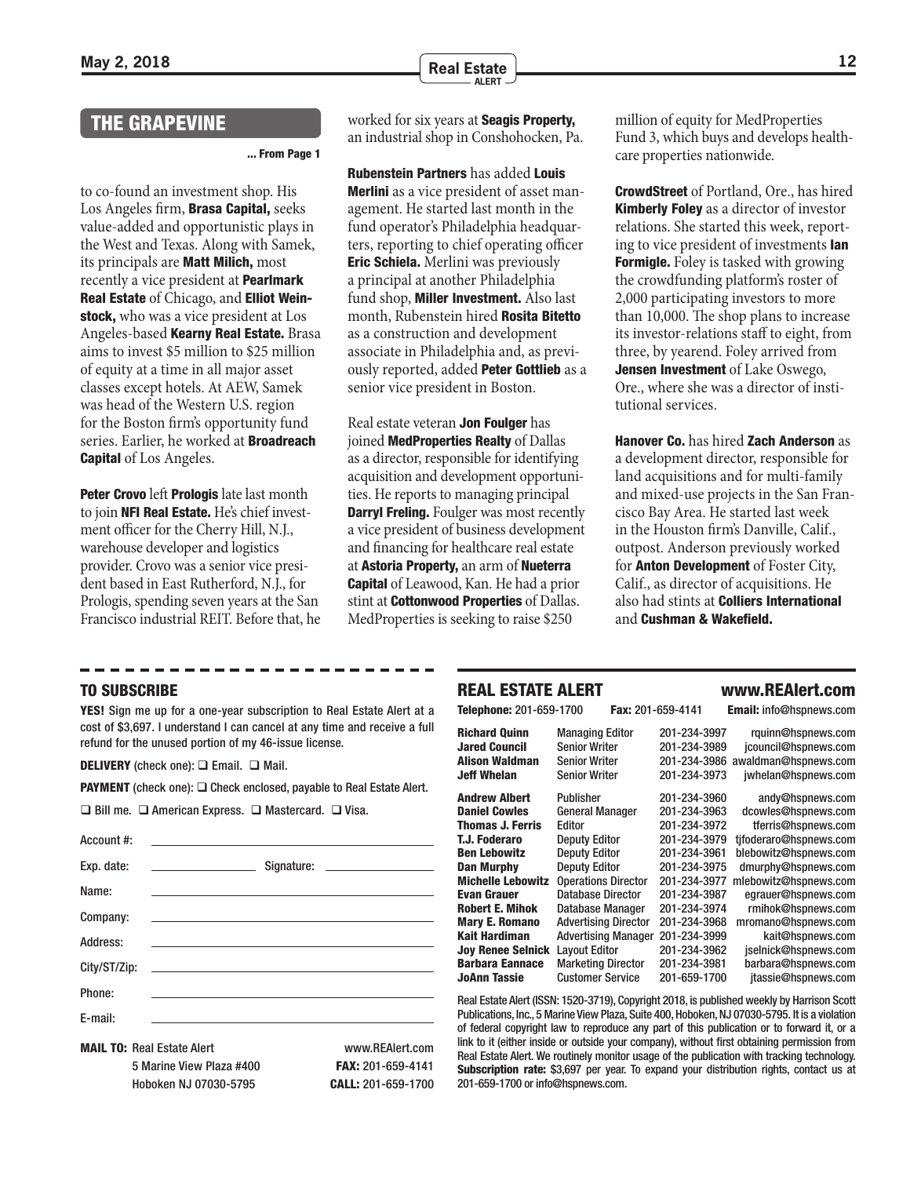## THE GRAPEVINE

**... From Page 1**

to co-found an investment shop. His Los Angeles firm, **Brasa Capital,** seeks value-added and opportunistic plays in the West and Texas. Along with Samek, its principals are **Matt Milich,** most recently a vice president at **Pearlmark Real Estate** of Chicago, and **Elliot Weinstock,** who was a vice president at Los Angeles-based **Kearny Real Estate.** Brasa aims to invest $5 million to $25 million of equity at a time in all major asset classes except hotels. At AEW, Samek was head of the Western U.S. region for the Boston firm's opportunity fund series. Earlier, he worked at **Broadreach Capital** of Los Angeles.

**Peter Crovo** left **Prologis** late last month to join **NFI Real Estate.** He's chief investment officer for the Cherry Hill, N.J., warehouse developer and logistics provider. Crovo was a senior vice president based in East Rutherford, N.J., for Prologis, spending seven years at the San Francisco industrial REIT. Before that, he worked for six years at **Seagis Property,** an industrial shop in Conshohocken, Pa.

**Rubenstein Partners** has added **Louis Merlini** as a vice president of asset management. He started last month in the fund operator's Philadelphia headquarters, reporting to chief operating officer **Eric Schiela.** Merlini was previously a principal at another Philadelphia fund shop, **Miller Investment.** Also last month, Rubenstein hired **Rosita Bitetto** as a construction and development associate in Philadelphia and, as previously reported, added **Peter Gottlieb** as a senior vice president in Boston.

Real estate veteran **Jon Foulger** has joined **MedProperties Realty** of Dallas as a director, responsible for identifying acquisition and development opportunities. He reports to managing principal **Darryl Freling.** Foulger was most recently a vice president of business development and financing for healthcare real estate at **Astoria Property,** an arm of **Nueterra Capital** of Leawood, Kan. He had a prior stint at **Cottonwood Properties** of Dallas. MedProperties is seeking to raise $250 million of equity for MedProperties Fund 3, which buys and develops healthcare properties nationwide.

**CrowdStreet** of Portland, Ore., has hired **Kimberly Foley** as a director of investor relations. She started this week, reporting to vice president of investments **Ian Formigle.** Foley is tasked with growing the crowdfunding platform's roster of 2,000 participating investors to more than 10,000. The shop plans to increase its investor-relations staff to eight, from three, by yearend. Foley arrived from **Jensen Investment** of Lake Oswego, Ore., where she was a director of institutional services.

**Hanover Co.** has hired **Zach Anderson** as a development director, responsible for land acquisitions and for multi-family and mixed-use projects in the San Francisco Bay Area. He started last week in the Houston firm's Danville, Calif., outpost. Anderson previously worked for **Anton Development** of Foster City, Calif., as director of acquisitions. He also had stints at **Colliers International** and **Cushman & Wakefield.**

---

### TO SUBSCRIBE

**YES!** Sign me up for a one-year subscription to Real Estate Alert at a cost of $3,697. I understand I can cancel at any time and receive a full refund for the unused portion of my 46-issue license.

**DELIVERY** (check one): ❑ Email. ❑ Mail.

**PAYMENT** (check one): ❑ Check enclosed, payable to Real Estate Alert.

❑ Bill me. ❑ American Express. ❑ Mastercard. ❑ Visa.

Account #: ______________________

Exp. date: ____________ Signature: ____________

Name: ______________________

Company: ______________________

Address: ______________________

City/ST/Zip: ______________________

Phone: ______________________

E-mail: ______________________

**MAIL TO:** Real Estate Alert
5 Marine View Plaza #400
Hoboken NJ 07030-5795

www.REAlert.com
**FAX:** 201-659-4141
**CALL:** 201-659-1700

### REAL ESTATE ALERT — www.REAlert.com

**Telephone:** 201-659-1700 **Fax:** 201-659-4141 **Email:** info@hspnews.com

| | | | |
|---|---|---|---|
| **Richard Quinn** | Managing Editor | 201-234-3997 | rquinn@hspnews.com |
| **Jared Council** | Senior Writer | 201-234-3989 | jcouncil@hspnews.com |
| **Alison Waldman** | Senior Writer | 201-234-3986 | awaldman@hspnews.com |
| **Jeff Whelan** | Senior Writer | 201-234-3973 | jwhelan@hspnews.com |
| **Andrew Albert** | Publisher | 201-234-3960 | andy@hspnews.com |
| **Daniel Cowles** | General Manager | 201-234-3963 | dcowles@hspnews.com |
| **Thomas J. Ferris** | Editor | 201-234-3972 | tferris@hspnews.com |
| **T.J. Foderaro** | Deputy Editor | 201-234-3979 | tjfoderaro@hspnews.com |
| **Ben Lebowitz** | Deputy Editor | 201-234-3961 | blebowitz@hspnews.com |
| **Dan Murphy** | Deputy Editor | 201-234-3975 | dmurphy@hspnews.com |
| **Michelle Lebowitz** | Operations Director | 201-234-3977 | mlebowitz@hspnews.com |
| **Evan Grauer** | Database Director | 201-234-3987 | egrauer@hspnews.com |
| **Robert E. Mihok** | Database Manager | 201-234-3974 | rmihok@hspnews.com |
| **Mary E. Romano** | Advertising Director | 201-234-3968 | mromano@hspnews.com |
| **Kait Hardiman** | Advertising Manager | 201-234-3999 | kait@hspnews.com |
| **Joy Renee Selnick** | Layout Editor | 201-234-3962 | jselnick@hspnews.com |
| **Barbara Eannace** | Marketing Director | 201-234-3981 | barbara@hspnews.com |
| **JoAnn Tassie** | Customer Service | 201-659-1700 | jtassie@hspnews.com |

Real Estate Alert (ISSN: 1520-3719), Copyright 2018, is published weekly by Harrison Scott Publications, Inc., 5 Marine View Plaza, Suite 400, Hoboken, NJ 07030-5795. It is a violation of federal copyright law to reproduce any part of this publication or to forward it, or a link to it (either inside or outside your company), without first obtaining permission from Real Estate Alert. We routinely monitor usage of the publication with tracking technology. **Subscription rate:** $3,697 per year. To expand your distribution rights, contact us at 201-659-1700 or info@hspnews.com.